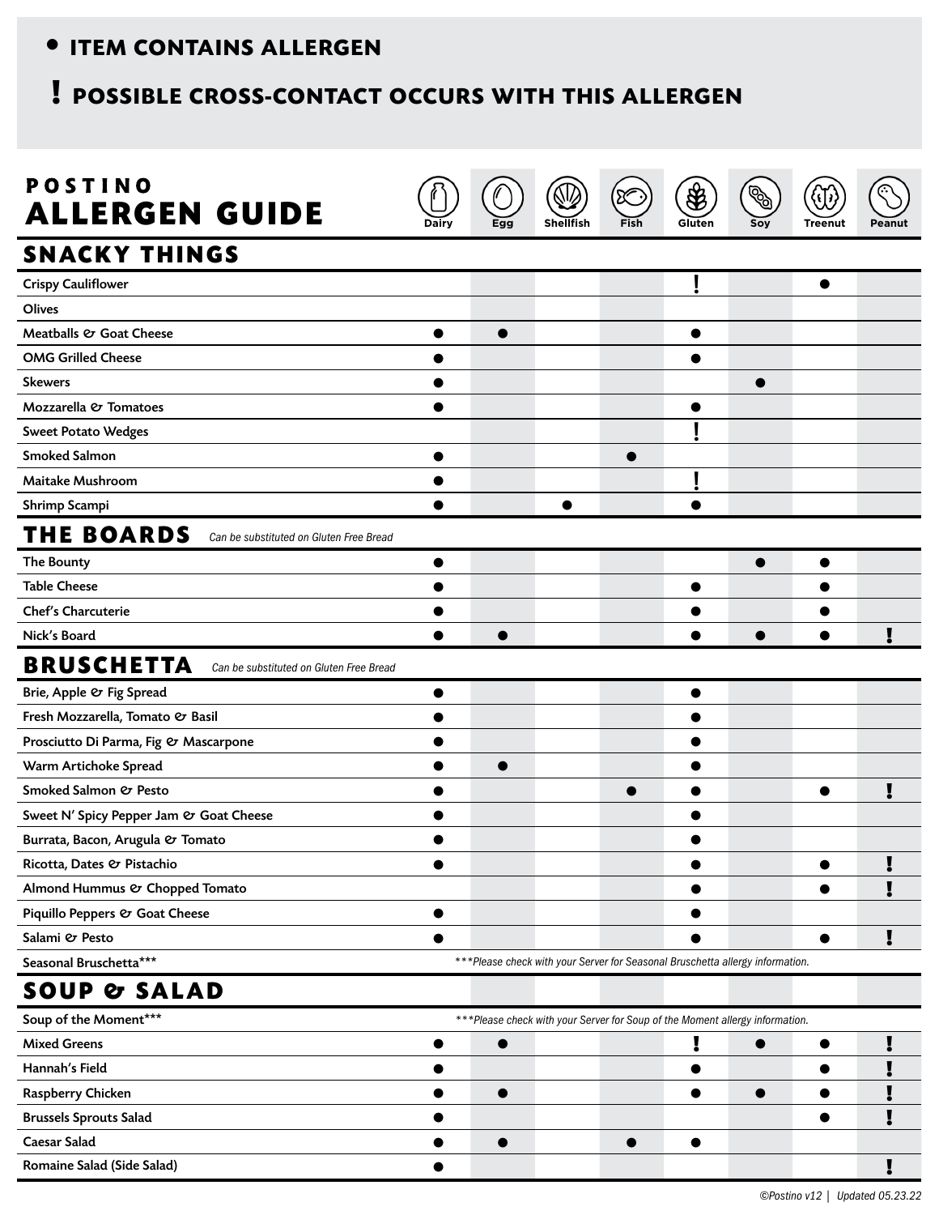- **ITEM CONTAINS ALLERGEN**

**! POSSIBLE CROSS-CONTACT OCCURS WITH THIS ALLERGEN**

# POSTINO ALLERGEN GUIDE

| | Dairy | Egg | Shellfish | Fish | Gluten | Soy | Treenut | Peanut |
|---|---|---|---|---|---|---|---|---|
| **SNACKY THINGS** | | | | | | | | |
| Crispy Cauliflower | | | | | ! | | ● | |
| Olives | | | | | | | | |
| Meatballs & Goat Cheese | ● | ● | | | ● | | | |
| OMG Grilled Cheese | ● | | | | ● | | | |
| Skewers | ● | | | | | ● | | |
| Mozzarella & Tomatoes | ● | | | | ● | | | |
| Sweet Potato Wedges | | | | | ! | | | |
| Smoked Salmon | ● | | | ● | | | | |
| Maitake Mushroom | ● | | | | ! | | | |
| Shrimp Scampi | ● | | ● | | ● | | | |
| **THE BOARDS** *Can be substituted on Gluten Free Bread* | | | | | | | | |
| The Bounty | ● | | | | | ● | ● | |
| Table Cheese | ● | | | | ● | | ● | |
| Chef's Charcuterie | ● | | | | ● | | ● | |
| Nick's Board | ● | ● | | | ● | ● | ● | ! |
| **BRUSCHETTA** *Can be substituted on Gluten Free Bread* | | | | | | | | |
| Brie, Apple & Fig Spread | ● | | | | ● | | | |
| Fresh Mozzarella, Tomato & Basil | ● | | | | ● | | | |
| Prosciutto Di Parma, Fig & Mascarpone | ● | | | | ● | | | |
| Warm Artichoke Spread | ● | ● | | | ● | | | |
| Smoked Salmon & Pesto | ● | | | ● | ● | | ● | ! |
| Sweet N' Spicy Pepper Jam & Goat Cheese | ● | | | | ● | | | |
| Burrata, Bacon, Arugula & Tomato | ● | | | | ● | | | |
| Ricotta, Dates & Pistachio | ● | | | | ● | | ● | ! |
| Almond Hummus & Chopped Tomato | | | | | ● | | ● | ! |
| Piquillo Peppers & Goat Cheese | ● | | | | ● | | | |
| Salami & Pesto | ● | | | | ● | | ● | ! |
| Seasonal Bruschetta*** | *\*\*\*Please check with your Server for Seasonal Bruschetta allergy information.* | | | | | | | |
| **SOUP & SALAD** | | | | | | | | |
| Soup of the Moment*** | *\*\*\*Please check with your Server for Soup of the Moment allergy information.* | | | | | | | |
| Mixed Greens | ● | ● | | | ! | ● | ● | ! |
| Hannah's Field | ● | | | | ● | | ● | ! |
| Raspberry Chicken | ● | ● | | | ● | ● | ● | ! |
| Brussels Sprouts Salad | ● | | | | | | ● | ! |
| Caesar Salad | ● | ● | | ● | ● | | | |
| Romaine Salad (Side Salad) | ● | | | | | | | ! |

*©Postino v12 | Updated 05.23.22*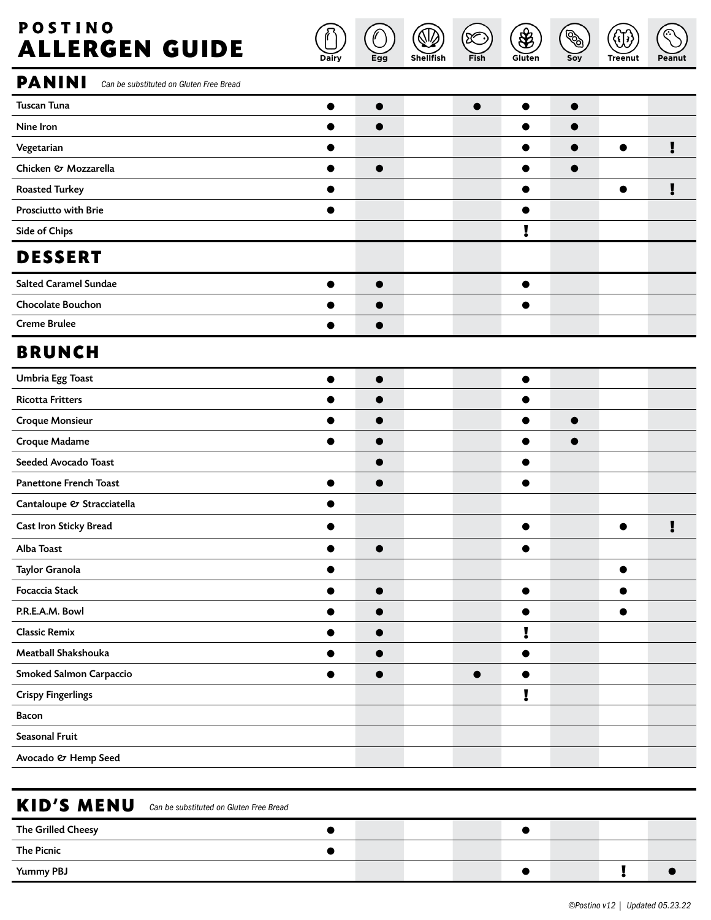# POSTINO ALLERGEN GUIDE

## PANINI

*Can be substituted on Gluten Free Bread*

| | Dairy | Egg | Shellfish | Fish | Gluten | Soy | Treenut | Peanut |
|---|---|---|---|---|---|---|---|---|
| Tuscan Tuna | ● | ● | | ● | ● | ● | | |
| Nine Iron | ● | ● | | | ● | ● | | |
| Vegetarian | ● | | | | ● | ● | ● | ! |
| Chicken & Mozzarella | ● | ● | | | ● | ● | | |
| Roasted Turkey | ● | | | | ● | | ● | ! |
| Prosciutto with Brie | ● | | | | ● | | | |
| Side of Chips | | | | | ! | | | |

## DESSERT

| | Dairy | Egg | Shellfish | Fish | Gluten | Soy | Treenut | Peanut |
|---|---|---|---|---|---|---|---|---|
| Salted Caramel Sundae | ● | ● | | | ● | | | |
| Chocolate Bouchon | ● | ● | | | ● | | | |
| Creme Brulee | ● | ● | | | | | | |

## BRUNCH

| | Dairy | Egg | Shellfish | Fish | Gluten | Soy | Treenut | Peanut |
|---|---|---|---|---|---|---|---|---|
| Umbria Egg Toast | ● | ● | | | ● | | | |
| Ricotta Fritters | ● | ● | | | ● | | | |
| Croque Monsieur | ● | ● | | | ● | ● | | |
| Croque Madame | ● | ● | | | ● | ● | | |
| Seeded Avocado Toast | | ● | | | ● | | | |
| Panettone French Toast | ● | ● | | | ● | | | |
| Cantaloupe & Stracciatella | ● | | | | | | | |
| Cast Iron Sticky Bread | ● | | | | ● | | ● | ! |
| Alba Toast | ● | ● | | | ● | | | |
| Taylor Granola | ● | | | | | | ● | |
| Focaccia Stack | ● | ● | | | ● | | ● | |
| P.R.E.A.M. Bowl | ● | ● | | | ● | | ● | |
| Classic Remix | ● | ● | | | ! | | | |
| Meatball Shakshouka | ● | ● | | | ● | | | |
| Smoked Salmon Carpaccio | ● | ● | | ● | ● | | | |
| Crispy Fingerlings | | | | | ! | | | |
| Bacon | | | | | | | | |
| Seasonal Fruit | | | | | | | | |
| Avocado & Hemp Seed | | | | | | | | |

## KID'S MENU

*Can be substituted on Gluten Free Bread*

| | Dairy | Egg | Shellfish | Fish | Gluten | Soy | Treenut | Peanut |
|---|---|---|---|---|---|---|---|---|
| The Grilled Cheesy | ● | | | | ● | | | |
| The Picnic | ● | | | | | | | |
| Yummy PBJ | | | | | ● | | ! | ● |

*©Postino v12 | Updated 05.23.22*